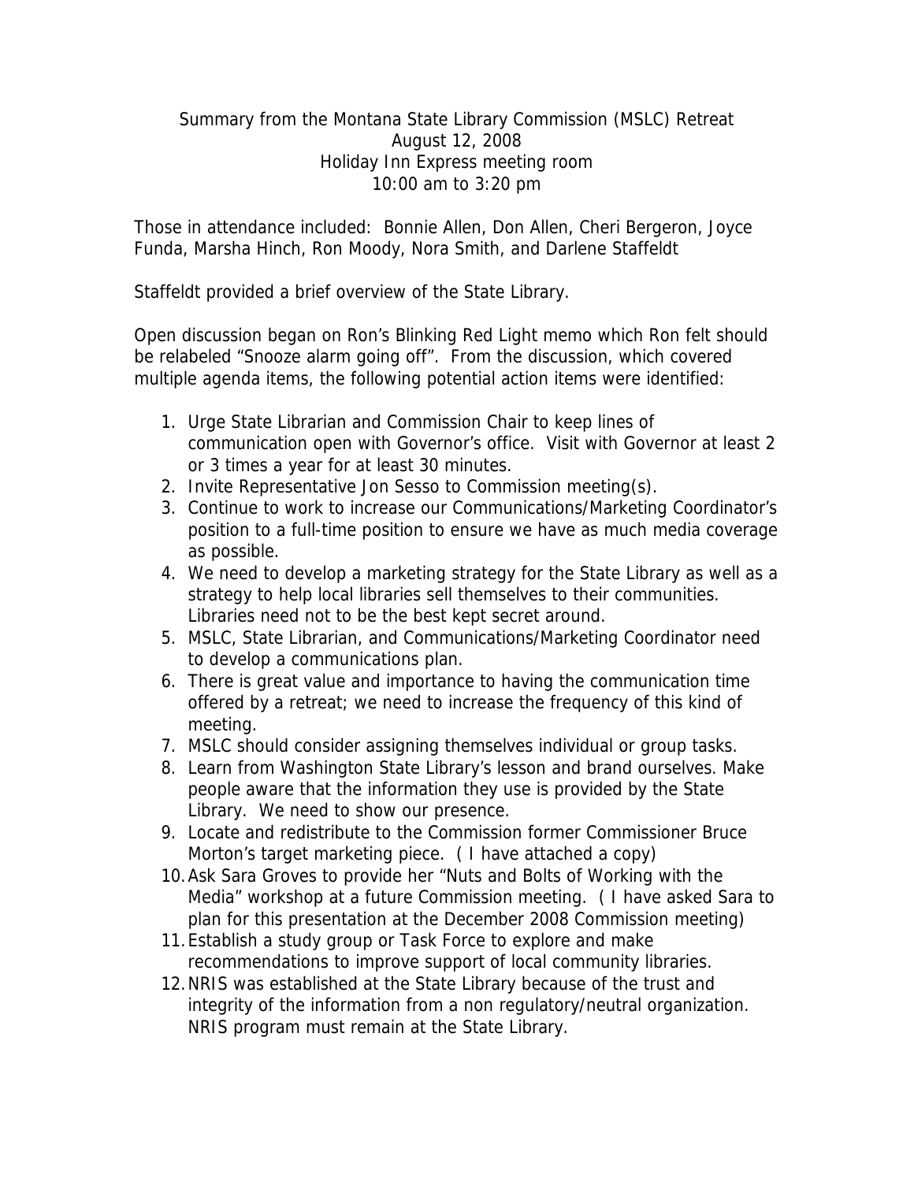Summary from the Montana State Library Commission (MSLC) Retreat
August 12, 2008
Holiday Inn Express meeting room
10:00 am to 3:20 pm

Those in attendance included: Bonnie Allen, Don Allen, Cheri Bergeron, Joyce Funda, Marsha Hinch, Ron Moody, Nora Smith, and Darlene Staffeldt

Staffeldt provided a brief overview of the State Library.

Open discussion began on Ron's Blinking Red Light memo which Ron felt should be relabeled "Snooze alarm going off". From the discussion, which covered multiple agenda items, the following potential action items were identified:

1. Urge State Librarian and Commission Chair to keep lines of communication open with Governor's office. Visit with Governor at least 2 or 3 times a year for at least 30 minutes.
2. Invite Representative Jon Sesso to Commission meeting(s).
3. Continue to work to increase our Communications/Marketing Coordinator's position to a full-time position to ensure we have as much media coverage as possible.
4. We need to develop a marketing strategy for the State Library as well as a strategy to help local libraries sell themselves to their communities. Libraries need not to be the best kept secret around.
5. MSLC, State Librarian, and Communications/Marketing Coordinator need to develop a communications plan.
6. There is great value and importance to having the communication time offered by a retreat; we need to increase the frequency of this kind of meeting.
7. MSLC should consider assigning themselves individual or group tasks.
8. Learn from Washington State Library's lesson and brand ourselves. Make people aware that the information they use is provided by the State Library. We need to show our presence.
9. Locate and redistribute to the Commission former Commissioner Bruce Morton's target marketing piece. ( I have attached a copy)
10. Ask Sara Groves to provide her "Nuts and Bolts of Working with the Media" workshop at a future Commission meeting. ( I have asked Sara to plan for this presentation at the December 2008 Commission meeting)
11. Establish a study group or Task Force to explore and make recommendations to improve support of local community libraries.
12. NRIS was established at the State Library because of the trust and integrity of the information from a non regulatory/neutral organization. NRIS program must remain at the State Library.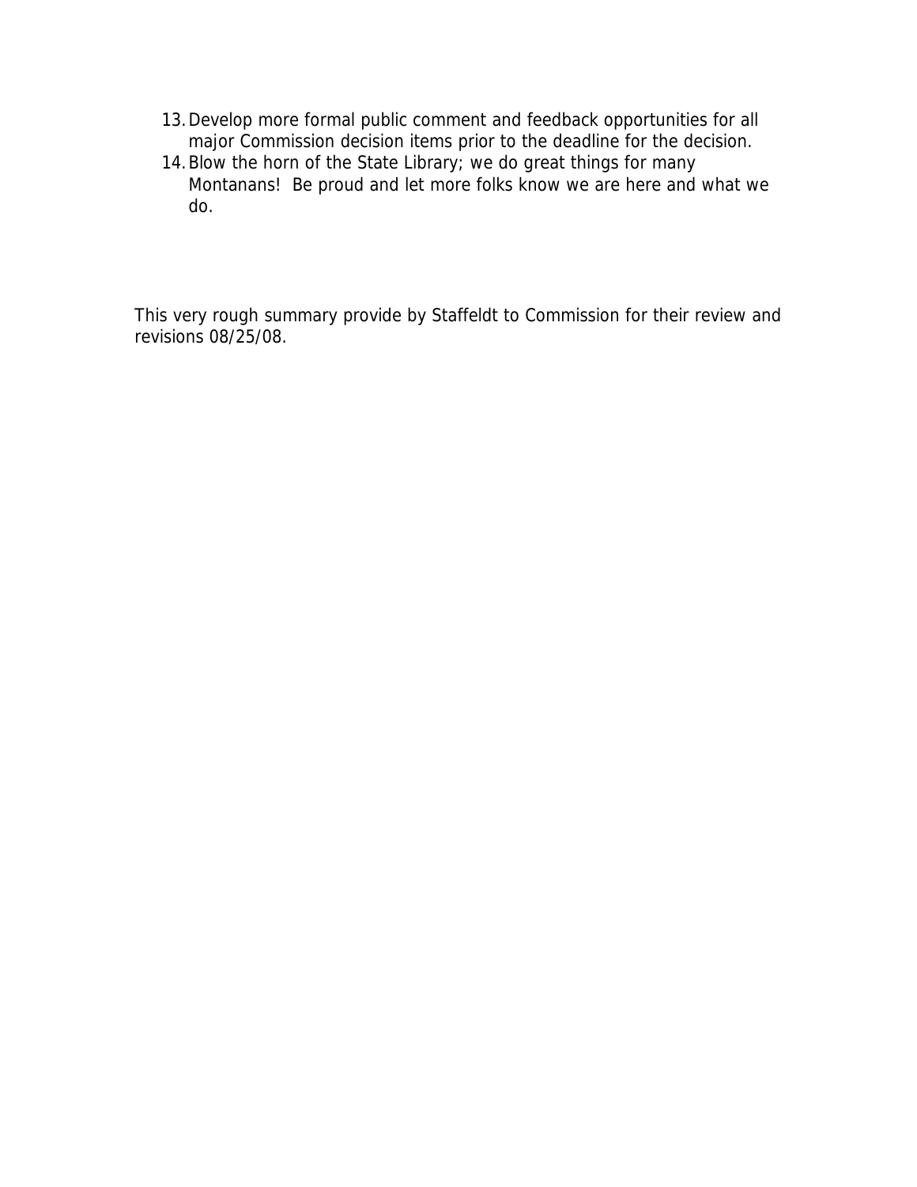13. Develop more formal public comment and feedback opportunities for all major Commission decision items prior to the deadline for the decision.
14. Blow the horn of the State Library; we do great things for many Montanans! Be proud and let more folks know we are here and what we do.

This very rough summary provide by Staffeldt to Commission for their review and revisions 08/25/08.